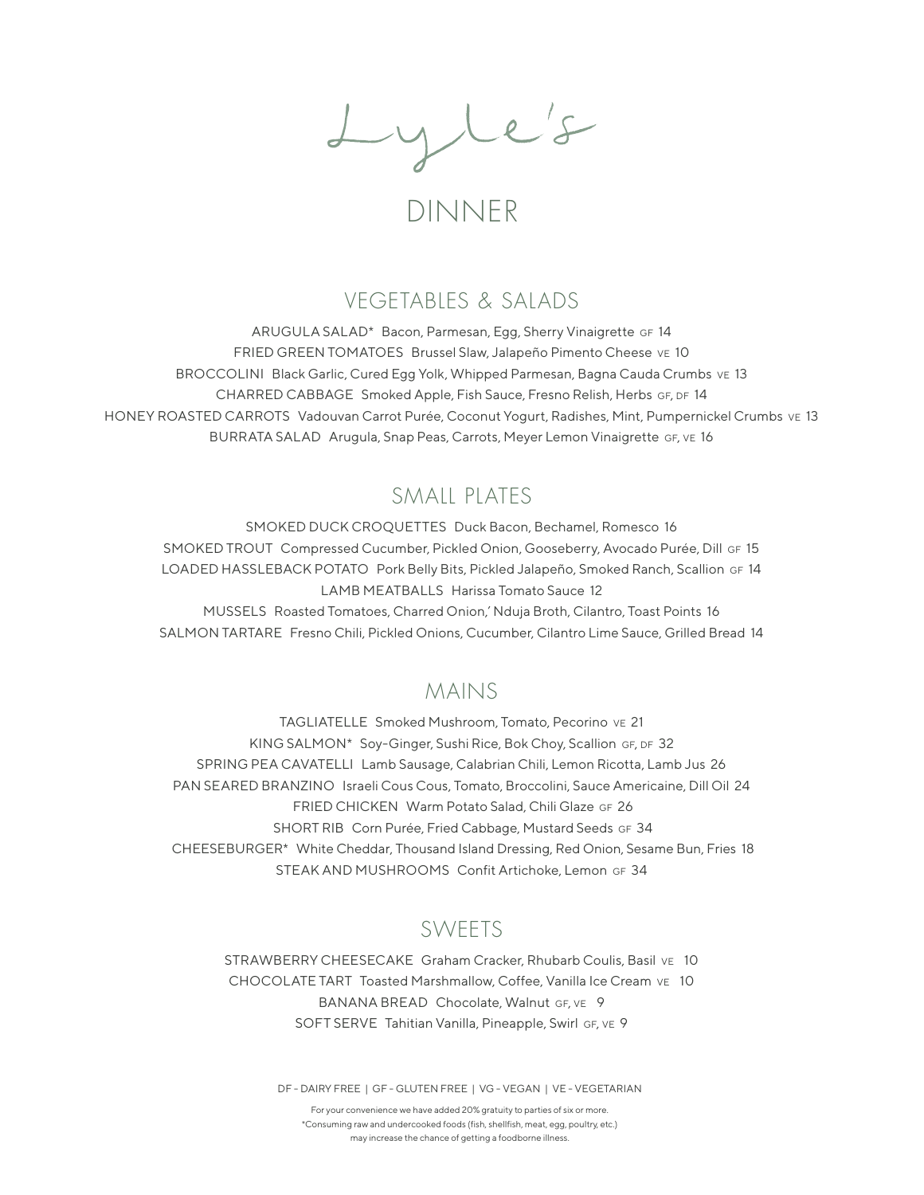# Lyle's

## DINNER

### VEGETABLES & SALADS

ARUGULA SALAD* Bacon, Parmesan, Egg, Sherry Vinaigrette GF 14

FRIED GREEN TOMATOES Brussel Slaw, Jalapeño Pimento Cheese VE 10

BROCCOLINI Black Garlic, Cured Egg Yolk, Whipped Parmesan, Bagna Cauda Crumbs VE 13

CHARRED CABBAGE Smoked Apple, Fish Sauce, Fresno Relish, Herbs GF, DF 14

HONEY ROASTED CARROTS Vadouvan Carrot Purée, Coconut Yogurt, Radishes, Mint, Pumpernickel Crumbs VE 13

BURRATA SALAD Arugula, Snap Peas, Carrots, Meyer Lemon Vinaigrette GF, VE 16

### SMALL PLATES

SMOKED DUCK CROQUETTES Duck Bacon, Bechamel, Romesco 16

SMOKED TROUT Compressed Cucumber, Pickled Onion, Gooseberry, Avocado Purée, Dill GF 15

LOADED HASSLEBACK POTATO Pork Belly Bits, Pickled Jalapeño, Smoked Ranch, Scallion GF 14

LAMB MEATBALLS Harissa Tomato Sauce 12

MUSSELS Roasted Tomatoes, Charred Onion,' Nduja Broth, Cilantro, Toast Points 16

SALMON TARTARE Fresno Chili, Pickled Onions, Cucumber, Cilantro Lime Sauce, Grilled Bread 14

### MAINS

TAGLIATELLE Smoked Mushroom, Tomato, Pecorino VE 21

KING SALMON* Soy-Ginger, Sushi Rice, Bok Choy, Scallion GF, DF 32

SPRING PEA CAVATELLI Lamb Sausage, Calabrian Chili, Lemon Ricotta, Lamb Jus 26

PAN SEARED BRANZINO Israeli Cous Cous, Tomato, Broccolini, Sauce Americaine, Dill Oil 24

FRIED CHICKEN Warm Potato Salad, Chili Glaze GF 26

SHORT RIB Corn Purée, Fried Cabbage, Mustard Seeds GF 34

CHEESEBURGER* White Cheddar, Thousand Island Dressing, Red Onion, Sesame Bun, Fries 18

STEAK AND MUSHROOMS Confit Artichoke, Lemon GF 34

### SWEETS

STRAWBERRY CHEESECAKE Graham Cracker, Rhubarb Coulis, Basil VE 10

CHOCOLATE TART Toasted Marshmallow, Coffee, Vanilla Ice Cream VE 10

BANANA BREAD Chocolate, Walnut GF, VE 9

SOFT SERVE Tahitian Vanilla, Pineapple, Swirl GF, VE 9

DF - DAIRY FREE | GF - GLUTEN FREE | VG - VEGAN | VE - VEGETARIAN

For your convenience we have added 20% gratuity to parties of six or more.
*Consuming raw and undercooked foods (fish, shellfish, meat, egg, poultry, etc.) may increase the chance of getting a foodborne illness.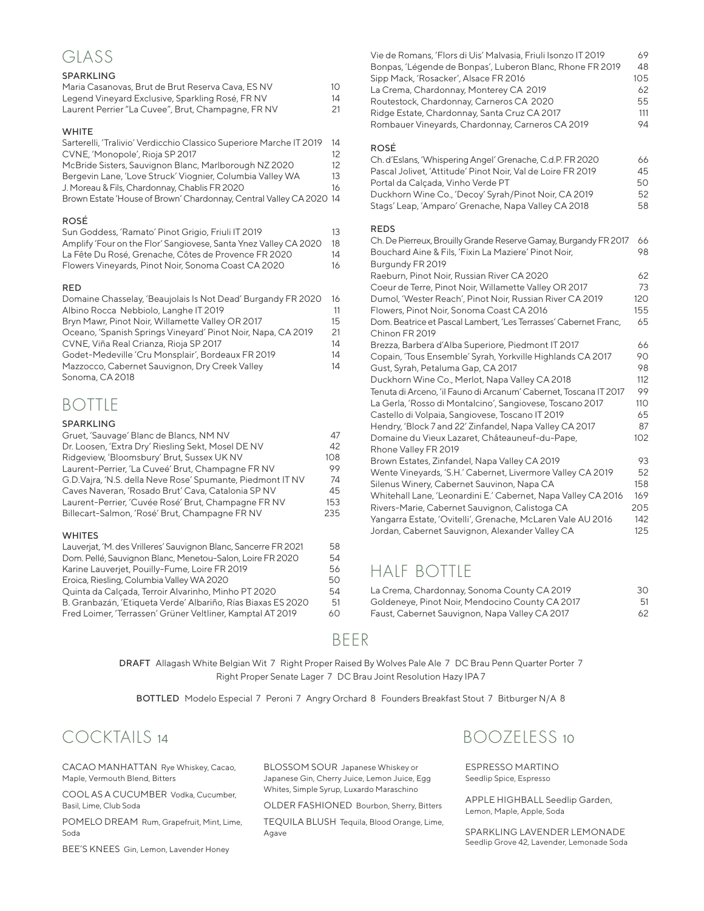# GLASS

### SPARKLING

| | |
|---|---|
| Maria Casanovas, Brut de Brut Reserva Cava, ES NV | 10 |
| Legend Vineyard Exclusive, Sparkling Rosé, FR NV | 14 |
| Laurent Perrier "La Cuvee", Brut, Champagne, FR NV | 21 |

### WHITE

| | |
|---|---|
| Sarterelli, 'Tralivio' Verdicchio Classico Superiore Marche IT 2019 | 14 |
| CVNE, 'Monopole', Rioja SP 2017 | 12 |
| McBride Sisters, Sauvignon Blanc, Marlborough NZ 2020 | 12 |
| Bergevin Lane, 'Love Struck' Viognier, Columbia Valley WA | 13 |
| J. Moreau & Fils, Chardonnay, Chablis FR 2020 | 16 |
| Brown Estate 'House of Brown' Chardonnay, Central Valley CA 2020 | 14 |

### ROSÉ

| | |
|---|---|
| Sun Goddess, 'Ramato' Pinot Grigio, Friuli IT 2019 | 13 |
| Amplify 'Four on the Flor' Sangiovese, Santa Ynez Valley CA 2020 | 18 |
| La Fête Du Rosé, Grenache, Côtes de Provence FR 2020 | 14 |
| Flowers Vineyards, Pinot Noir, Sonoma Coast CA 2020 | 16 |

### RED

| | |
|---|---|
| Domaine Chasselay, 'Beaujolais Is Not Dead' Burgandy FR 2020 | 16 |
| Albino Rocca Nebbiolo, Langhe IT 2019 | 11 |
| Bryn Mawr, Pinot Noir, Willamette Valley OR 2017 | 15 |
| Oceano, 'Spanish Springs Vineyard' Pinot Noir, Napa, CA 2019 | 21 |
| CVNE, Viña Real Crianza, Rioja SP 2017 | 14 |
| Godet-Medeville 'Cru Monsplair', Bordeaux FR 2019 | 14 |
| Mazzocco, Cabernet Sauvignon, Dry Creek Valley Sonoma, CA 2018 | 14 |

# BOTTLE

### SPARKLING

| | |
|---|---|
| Gruet, 'Sauvage' Blanc de Blancs, NM NV | 47 |
| Dr. Loosen, 'Extra Dry' Riesling Sekt, Mosel DE NV | 42 |
| Ridgeview, 'Bloomsbury' Brut, Sussex UK NV | 108 |
| Laurent-Perrier, 'La Cuveé' Brut, Champagne FR NV | 99 |
| G.D.Vajra, 'N.S. della Neve Rose' Spumante, Piedmont IT NV | 74 |
| Caves Naveran, 'Rosado Brut' Cava, Catalonia SP NV | 45 |
| Laurent-Perrier, 'Cuvée Rosé' Brut, Champagne FR NV | 153 |
| Billecart-Salmon, 'Rosé' Brut, Champagne FR NV | 235 |

### WHITES

| | |
|---|---|
| Lauverjat, 'M. des Vrilleres' Sauvignon Blanc, Sancerre FR 2021 | 58 |
| Dom. Pellé, Sauvignon Blanc, Menetou-Salon, Loire FR 2020 | 54 |
| Karine Lauverjet, Pouilly-Fume, Loire FR 2019 | 56 |
| Eroica, Riesling, Columbia Valley WA 2020 | 50 |
| Quinta da Calçada, Terroir Alvarinho, Minho PT 2020 | 54 |
| B. Granbazán, 'Etiqueta Verde' Albariño, Rías Biaxas ES 2020 | 51 |
| Fred Loimer, 'Terrassen' Grüner Veltliner, Kamptal AT 2019 | 60 |
| Vie de Romans, 'Flors di Uis' Malvasia, Friuli Isonzo IT 2019 | 69 |
| Bonpas, 'Légende de Bonpas', Luberon Blanc, Rhone FR 2019 | 48 |
| Sipp Mack, 'Rosacker', Alsace FR 2016 | 105 |
| La Crema, Chardonnay, Monterey CA 2019 | 62 |
| Routestock, Chardonnay, Carneros CA 2020 | 55 |
| Ridge Estate, Chardonnay, Santa Cruz CA 2017 | 111 |
| Rombauer Vineyards, Chardonnay, Carneros CA 2019 | 94 |

### ROSÉ

| | |
|---|---|
| Ch. d'Eslans, 'Whispering Angel' Grenache, C.d.P. FR 2020 | 66 |
| Pascal Jolivet, 'Attitude' Pinot Noir, Val de Loire FR 2019 | 45 |
| Portal da Calçada, Vinho Verde PT | 50 |
| Duckhorn Wine Co., 'Decoy' Syrah/Pinot Noir, CA 2019 | 52 |
| Stags' Leap, 'Amparo' Grenache, Napa Valley CA 2018 | 58 |

### REDS

| | |
|---|---|
| Ch. De Pierreux, Brouilly Grande Reserve Gamay, Burgandy FR 2017 | 66 |
| Bouchard Aine & Fils, 'Fixin La Maziere' Pinot Noir, Burgundy FR 2019 | 98 |
| Raeburn, Pinot Noir, Russian River CA 2020 | 62 |
| Coeur de Terre, Pinot Noir, Willamette Valley OR 2017 | 73 |
| Dumol, 'Wester Reach', Pinot Noir, Russian River CA 2019 | 120 |
| Flowers, Pinot Noir, Sonoma Coast CA 2016 | 155 |
| Dom. Beatrice et Pascal Lambert, 'Les Terrasses' Cabernet Franc, Chinon FR 2019 | 65 |
| Brezza, Barbera d'Alba Superiore, Piedmont IT 2017 | 66 |
| Copain, 'Tous Ensemble' Syrah, Yorkville Highlands CA 2017 | 90 |
| Gust, Syrah, Petaluma Gap, CA 2017 | 98 |
| Duckhorn Wine Co., Merlot, Napa Valley CA 2018 | 112 |
| Tenuta di Arceno, 'il Fauno di Arcanum' Cabernet, Toscana IT 2017 | 99 |
| La Gerla, 'Rosso di Montalcino', Sangiovese, Toscano 2017 | 110 |
| Castello di Volpaia, Sangiovese, Toscano IT 2019 | 65 |
| Hendry, 'Block 7 and 22' Zinfandel, Napa Valley CA 2017 | 87 |
| Domaine du Vieux Lazaret, Châteauneuf-du-Pape, Rhone Valley FR 2019 | 102 |
| Brown Estates, Zinfandel, Napa Valley CA 2019 | 93 |
| Wente Vineyards, 'S.H.' Cabernet, Livermore Valley CA 2019 | 52 |
| Silenus Winery, Cabernet Sauvinon, Napa CA | 158 |
| Whitehall Lane, 'Leonardini E.' Cabernet, Napa Valley CA 2016 | 169 |
| Rivers-Marie, Cabernet Sauvignon, Calistoga CA | 205 |
| Yangarra Estate, 'Ovitelli', Grenache, McLaren Vale AU 2016 | 142 |
| Jordan, Cabernet Sauvignon, Alexander Valley CA | 125 |

# HALF BOTTLE

| | |
|---|---|
| La Crema, Chardonnay, Sonoma County CA 2019 | 30 |
| Goldeneye, Pinot Noir, Mendocino County CA 2017 | 51 |
| Faust, Cabernet Sauvignon, Napa Valley CA 2017 | 62 |

# BEER

**DRAFT** Allagash White Belgian Wit 7 Right Proper Raised By Wolves Pale Ale 7 DC Brau Penn Quarter Porter 7 Right Proper Senate Lager 7 DC Brau Joint Resolution Hazy IPA 7

**BOTTLED** Modelo Especial 7 Peroni 7 Angry Orchard 8 Founders Breakfast Stout 7 Bitburger N/A 8

# COCKTAILS 14

CACAO MANHATTAN Rye Whiskey, Cacao, Maple, Vermouth Blend, Bitters

COOL AS A CUCUMBER Vodka, Cucumber, Basil, Lime, Club Soda

POMELO DREAM Rum, Grapefruit, Mint, Lime, Soda

BEE'S KNEES Gin, Lemon, Lavender Honey

BLOSSOM SOUR Japanese Whiskey or Japanese Gin, Cherry Juice, Lemon Juice, Egg Whites, Simple Syrup, Luxardo Maraschino

OLDER FASHIONED Bourbon, Sherry, Bitters

TEQUILA BLUSH Tequila, Blood Orange, Lime, Agave

# BOOZELESS 10

ESPRESSO MARTINO Seedlip Spice, Espresso

APPLE HIGHBALL Seedlip Garden, Lemon, Maple, Apple, Soda

SPARKLING LAVENDER LEMONADE Seedlip Grove 42, Lavender, Lemonade Soda